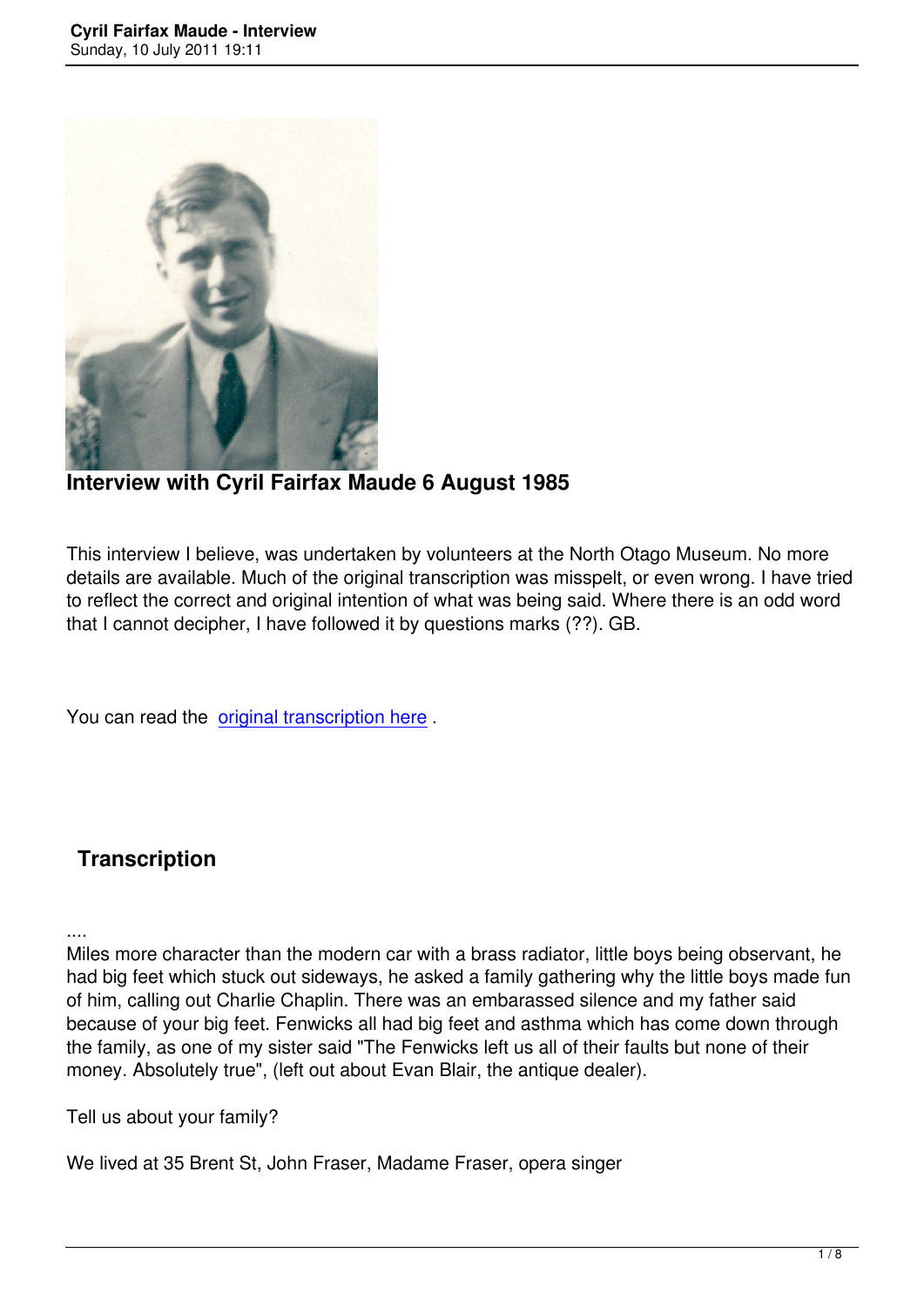# Interview with Cyril Fairfax Maude 6 August 1985

This interview I believe, was undertaken by volunteers at the North Otago Museum. No more details are available. Much of the original transcription was misspelt, or even wrong. I have tried to reflect the correct and original intention of what was being said. Where there is an odd word that I cannot decipher, I have followed it by questions marks (??). GB.

You can read the original transcription here .

## Transcription

....
Miles more character than the modern car with a brass radiator, little boys being observant, he had big feet which stuck out sideways, he asked a family gathering why the little boys made fun of him, calling out Charlie Chaplin. There was an embarassed silence and my father said because of your big feet. Fenwicks all had big feet and asthma which has come down through the family, as one of my sister said "The Fenwicks left us all of their faults but none of their money. Absolutely true", (left out about Evan Blair, the antique dealer).

Tell us about your family?

We lived at 35 Brent St, John Fraser, Madame Fraser, opera singer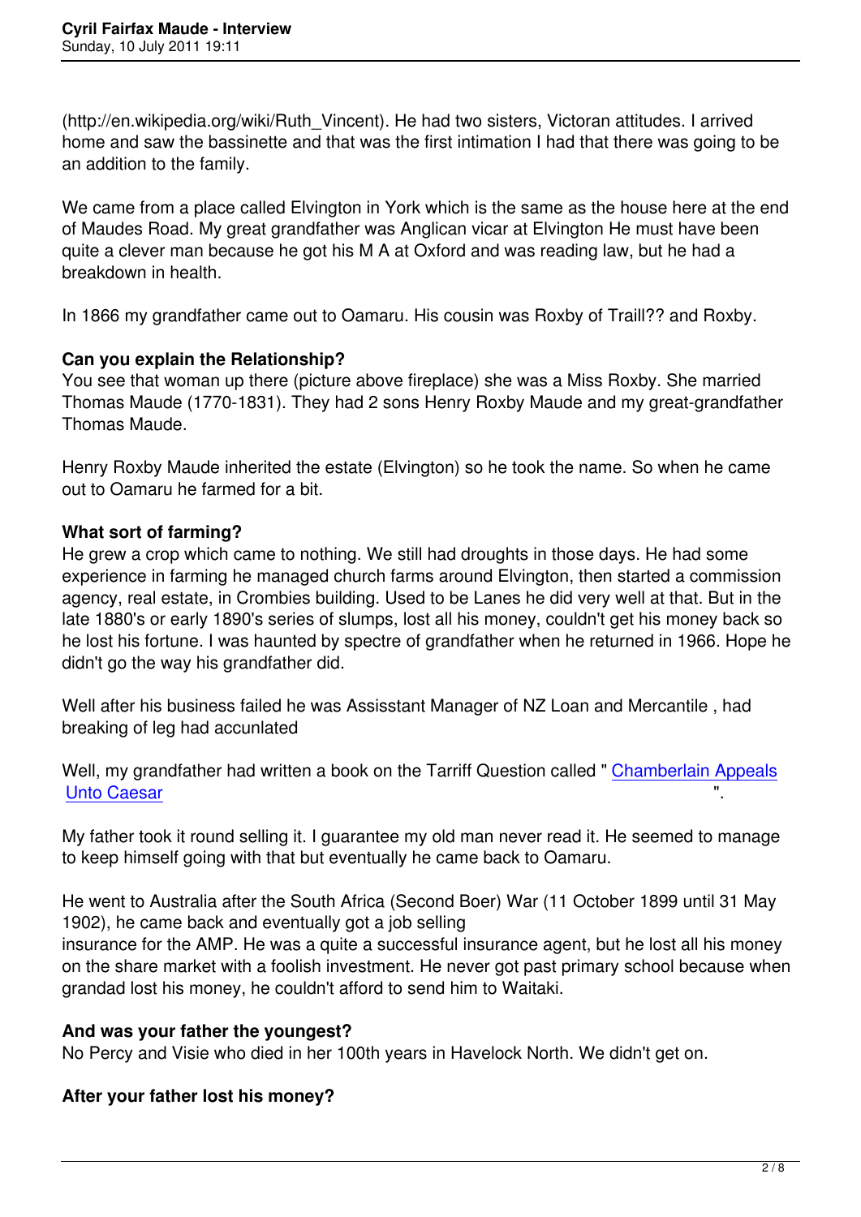(http://en.wikipedia.org/wiki/Ruth_Vincent). He had two sisters, Victoran attitudes. I arrived home and saw the bassinette and that was the first intimation I had that there was going to be an addition to the family.

We came from a place called Elvington in York which is the same as the house here at the end of Maudes Road. My great grandfather was Anglican vicar at Elvington He must have been quite a clever man because he got his M A at Oxford and was reading law, but he had a breakdown in health.

In 1866 my grandfather came out to Oamaru. His cousin was Roxby of Traill?? and Roxby.

**Can you explain the Relationship?**
You see that woman up there (picture above fireplace) she was a Miss Roxby. She married Thomas Maude (1770-1831). They had 2 sons Henry Roxby Maude and my great-grandfather Thomas Maude.

Henry Roxby Maude inherited the estate (Elvington) so he took the name. So when he came out to Oamaru he farmed for a bit.

**What sort of farming?**
He grew a crop which came to nothing. We still had droughts in those days. He had some experience in farming he managed church farms around Elvington, then started a commission agency, real estate, in Crombies building. Used to be Lanes he did very well at that. But in the late 1880's or early 1890's series of slumps, lost all his money, couldn't get his money back so he lost his fortune. I was haunted by spectre of grandfather when he returned in 1966. Hope he didn't go the way his grandfather did.

Well after his business failed he was Assisstant Manager of NZ Loan and Mercantile , had breaking of leg had acculnated

Well, my grandfather had written a book on the Tarriff Question called " Chamberlain Appeals Unto Caesar ".

My father took it round selling it. I guarantee my old man never read it. He seemed to manage to keep himself going with that but eventually he came back to Oamaru.

He went to Australia after the South Africa (Second Boer) War (11 October 1899 until 31 May 1902), he came back and eventually got a job selling insurance for the AMP. He was a quite a successful insurance agent, but he lost all his money on the share market with a foolish investment. He never got past primary school because when grandad lost his money, he couldn't afford to send him to Waitaki.

**And was your father the youngest?**
No Percy and Visie who died in her 100th years in Havelock North. We didn't get on.

**After your father lost his money?**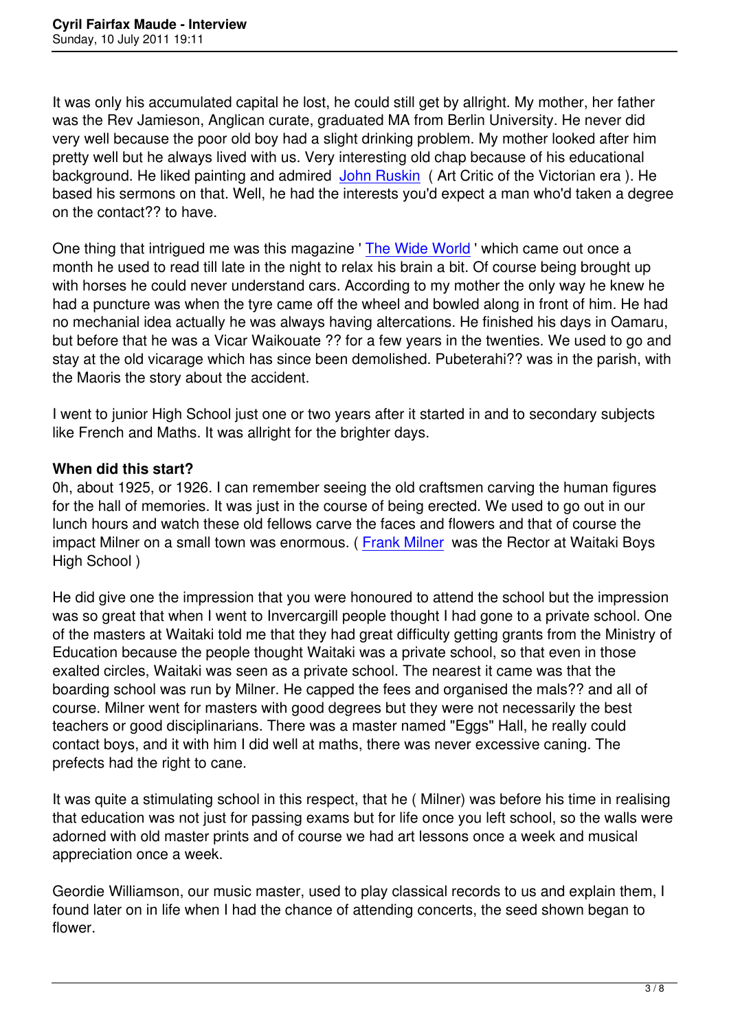It was only his accumulated capital he lost, he could still get by allright. My mother, her father was the Rev Jamieson, Anglican curate, graduated MA from Berlin University. He never did very well because the poor old boy had a slight drinking problem. My mother looked after him pretty well but he always lived with us. Very interesting old chap because of his educational background. He liked painting and admired John Ruskin ( Art Critic of the Victorian era ). He based his sermons on that. Well, he had the interests you'd expect a man who'd taken a degree on the contact?? to have.

One thing that intrigued me was this magazine ' The Wide World ' which came out once a month he used to read till late in the night to relax his brain a bit. Of course being brought up with horses he could never understand cars. According to my mother the only way he knew he had a puncture was when the tyre came off the wheel and bowled along in front of him. He had no mechanial idea actually he was always having altercations. He finished his days in Oamaru, but before that he was a Vicar Waikouate ?? for a few years in the twenties. We used to go and stay at the old vicarage which has since been demolished. Pubeterahi?? was in the parish, with the Maoris the story about the accident.

I went to junior High School just one or two years after it started in and to secondary subjects like French and Maths. It was allright for the brighter days.

**When did this start?**
0h, about 1925, or 1926. I can remember seeing the old craftsmen carving the human figures for the hall of memories. It was just in the course of being erected. We used to go out in our lunch hours and watch these old fellows carve the faces and flowers and that of course the impact Milner on a small town was enormous. ( Frank Milner was the Rector at Waitaki Boys High School )

He did give one the impression that you were honoured to attend the school but the impression was so great that when I went to Invercargill people thought I had gone to a private school. One of the masters at Waitaki told me that they had great difficulty getting grants from the Ministry of Education because the people thought Waitaki was a private school, so that even in those exalted circles, Waitaki was seen as a private school. The nearest it came was that the boarding school was run by Milner. He capped the fees and organised the mals?? and all of course. Milner went for masters with good degrees but they were not necessarily the best teachers or good disciplinarians. There was a master named "Eggs" Hall, he really could contact boys, and it with him I did well at maths, there was never excessive caning. The prefects had the right to cane.

It was quite a stimulating school in this respect, that he ( Milner) was before his time in realising that education was not just for passing exams but for life once you left school, so the walls were adorned with old master prints and of course we had art lessons once a week and musical appreciation once a week.

Geordie Williamson, our music master, used to play classical records to us and explain them, I found later on in life when I had the chance of attending concerts, the seed shown began to flower.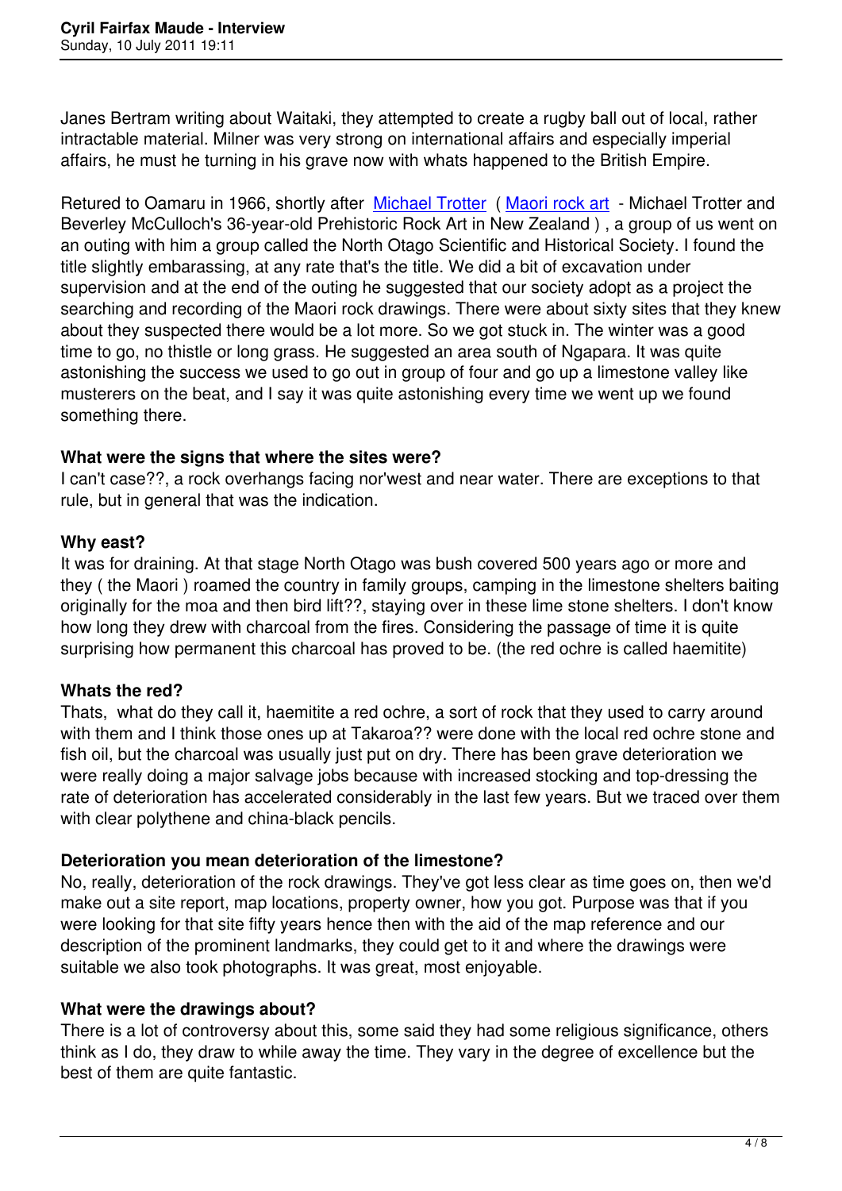Janes Bertram writing about Waitaki, they attempted to create a rugby ball out of local, rather intractable material. Milner was very strong on international affairs and especially imperial affairs, he must he turning in his grave now with whats happened to the British Empire.

Retured to Oamaru in 1966, shortly after Michael Trotter ( Maori rock art - Michael Trotter and Beverley McCulloch's 36-year-old Prehistoric Rock Art in New Zealand ) , a group of us went on an outing with him a group called the North Otago Scientific and Historical Society. I found the title slightly embarassing, at any rate that's the title. We did a bit of excavation under supervision and at the end of the outing he suggested that our society adopt as a project the searching and recording of the Maori rock drawings. There were about sixty sites that they knew about they suspected there would be a lot more. So we got stuck in. The winter was a good time to go, no thistle or long grass. He suggested an area south of Ngapara. It was quite astonishing the success we used to go out in group of four and go up a limestone valley like musterers on the beat, and I say it was quite astonishing every time we went up we found something there.

**What were the signs that where the sites were?**
I can't case??, a rock overhangs facing nor'west and near water. There are exceptions to that rule, but in general that was the indication.

**Why east?**
It was for draining. At that stage North Otago was bush covered 500 years ago or more and they ( the Maori ) roamed the country in family groups, camping in the limestone shelters baiting originally for the moa and then bird lift??, staying over in these lime stone shelters. I don't know how long they drew with charcoal from the fires. Considering the passage of time it is quite surprising how permanent this charcoal has proved to be. (the red ochre is called haemitite)

**Whats the red?**
Thats, what do they call it, haemitite a red ochre, a sort of rock that they used to carry around with them and I think those ones up at Takaroa?? were done with the local red ochre stone and fish oil, but the charcoal was usually just put on dry. There has been grave deterioration we were really doing a major salvage jobs because with increased stocking and top-dressing the rate of deterioration has accelerated considerably in the last few years. But we traced over them with clear polythene and china-black pencils.

**Deterioration you mean deterioration of the limestone?**
No, really, deterioration of the rock drawings. They've got less clear as time goes on, then we'd make out a site report, map locations, property owner, how you got. Purpose was that if you were looking for that site fifty years hence then with the aid of the map reference and our description of the prominent landmarks, they could get to it and where the drawings were suitable we also took photographs. It was great, most enjoyable.

**What were the drawings about?**
There is a lot of controversy about this, some said they had some religious significance, others think as I do, they draw to while away the time. They vary in the degree of excellence but the best of them are quite fantastic.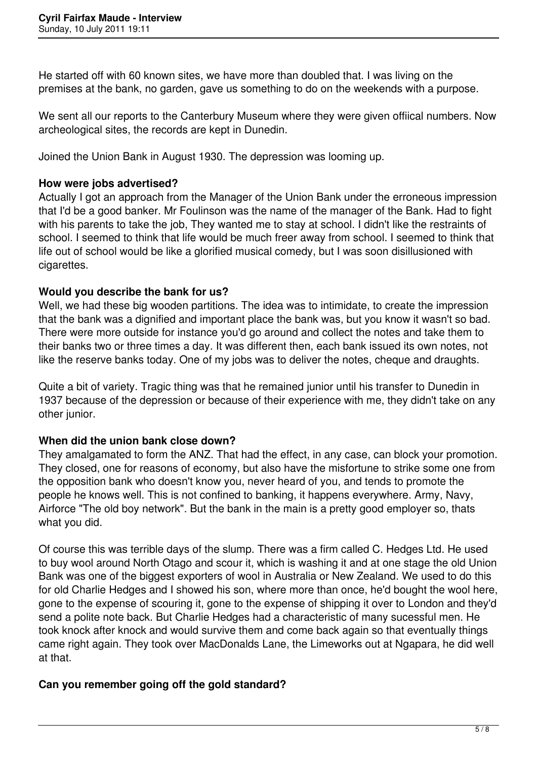He started off with 60 known sites, we have more than doubled that. I was living on the premises at the bank, no garden, gave us something to do on the weekends with a purpose.

We sent all our reports to the Canterbury Museum where they were given offiical numbers. Now archeological sites, the records are kept in Dunedin.

Joined the Union Bank in August 1930. The depression was looming up.

**How were jobs advertised?**
Actually I got an approach from the Manager of the Union Bank under the erroneous impression that I'd be a good banker. Mr Foulinson was the name of the manager of the Bank. Had to fight with his parents to take the job, They wanted me to stay at school. I didn't like the restraints of school. I seemed to think that life would be much freer away from school. I seemed to think that life out of school would be like a glorified musical comedy, but I was soon disillusioned with cigarettes.

**Would you describe the bank for us?**
Well, we had these big wooden partitions. The idea was to intimidate, to create the impression that the bank was a dignified and important place the bank was, but you know it wasn't so bad. There were more outside for instance you'd go around and collect the notes and take them to their banks two or three times a day. It was different then, each bank issued its own notes, not like the reserve banks today. One of my jobs was to deliver the notes, cheque and draughts.

Quite a bit of variety. Tragic thing was that he remained junior until his transfer to Dunedin in 1937 because of the depression or because of their experience with me, they didn't take on any other junior.

**When did the union bank close down?**
They amalgamated to form the ANZ. That had the effect, in any case, can block your promotion. They closed, one for reasons of economy, but also have the misfortune to strike some one from the opposition bank who doesn't know you, never heard of you, and tends to promote the people he knows well. This is not confined to banking, it happens everywhere. Army, Navy, Airforce "The old boy network". But the bank in the main is a pretty good employer so, thats what you did.

Of course this was terrible days of the slump. There was a firm called C. Hedges Ltd. He used to buy wool around North Otago and scour it, which is washing it and at one stage the old Union Bank was one of the biggest exporters of wool in Australia or New Zealand. We used to do this for old Charlie Hedges and I showed his son, where more than once, he'd bought the wool here, gone to the expense of scouring it, gone to the expense of shipping it over to London and they'd send a polite note back. But Charlie Hedges had a characteristic of many sucessful men. He took knock after knock and would survive them and come back again so that eventually things came right again. They took over MacDonalds Lane, the Limeworks out at Ngapara, he did well at that.

**Can you remember going off the gold standard?**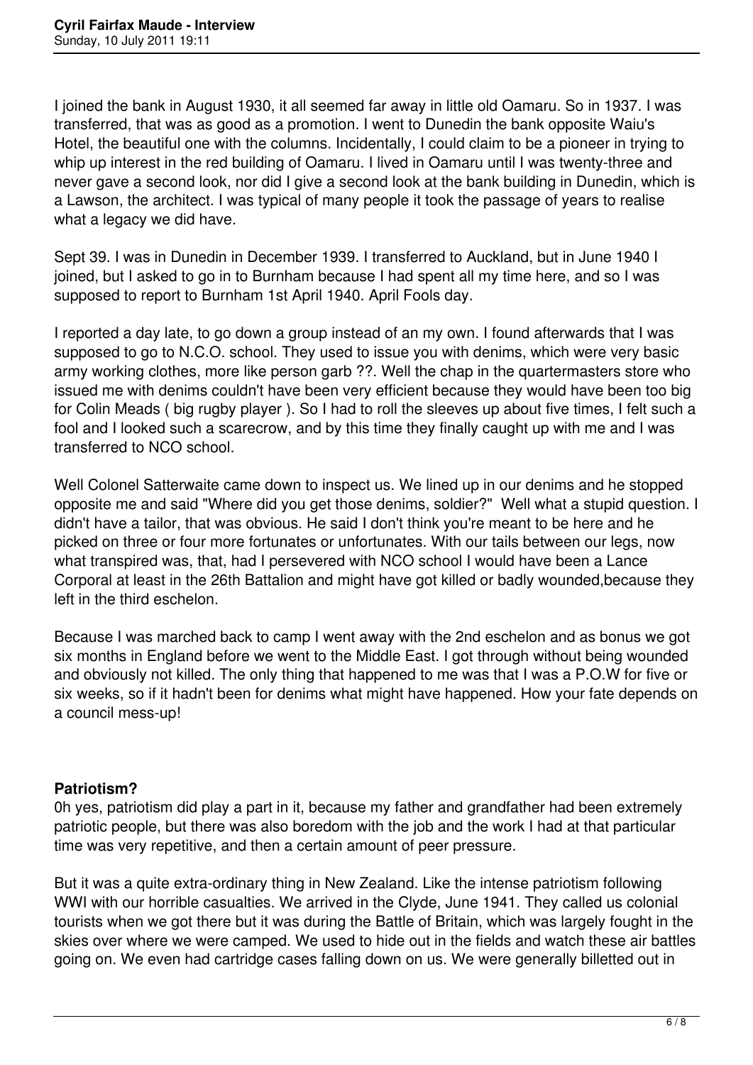I joined the bank in August 1930, it all seemed far away in little old Oamaru. So in 1937. I was transferred, that was as good as a promotion. I went to Dunedin the bank opposite Waiu's Hotel, the beautiful one with the columns. Incidentally, I could claim to be a pioneer in trying to whip up interest in the red building of Oamaru. I lived in Oamaru until I was twenty-three and never gave a second look, nor did I give a second look at the bank building in Dunedin, which is a Lawson, the architect. I was typical of many people it took the passage of years to realise what a legacy we did have.

Sept 39. I was in Dunedin in December 1939. I transferred to Auckland, but in June 1940 I joined, but I asked to go in to Burnham because I had spent all my time here, and so I was supposed to report to Burnham 1st April 1940. April Fools day.

I reported a day late, to go down a group instead of an my own. I found afterwards that I was supposed to go to N.C.O. school. They used to issue you with denims, which were very basic army working clothes, more like person garb ??. Well the chap in the quartermasters store who issued me with denims couldn't have been very efficient because they would have been too big for Colin Meads ( big rugby player ). So I had to roll the sleeves up about five times, I felt such a fool and I looked such a scarecrow, and by this time they finally caught up with me and I was transferred to NCO school.

Well Colonel Satterwaite came down to inspect us. We lined up in our denims and he stopped opposite me and said "Where did you get those denims, soldier?" Well what a stupid question. I didn't have a tailor, that was obvious. He said I don't think you're meant to be here and he picked on three or four more fortunates or unfortunates. With our tails between our legs, now what transpired was, that, had I persevered with NCO school I would have been a Lance Corporal at least in the 26th Battalion and might have got killed or badly wounded,because they left in the third eschelon.

Because I was marched back to camp I went away with the 2nd eschelon and as bonus we got six months in England before we went to the Middle East. I got through without being wounded and obviously not killed. The only thing that happened to me was that I was a P.O.W for five or six weeks, so if it hadn't been for denims what might have happened. How your fate depends on a council mess-up!

**Patriotism?**

0h yes, patriotism did play a part in it, because my father and grandfather had been extremely patriotic people, but there was also boredom with the job and the work I had at that particular time was very repetitive, and then a certain amount of peer pressure.

But it was a quite extra-ordinary thing in New Zealand. Like the intense patriotism following WWI with our horrible casualties. We arrived in the Clyde, June 1941. They called us colonial tourists when we got there but it was during the Battle of Britain, which was largely fought in the skies over where we were camped. We used to hide out in the fields and watch these air battles going on. We even had cartridge cases falling down on us. We were generally billetted out in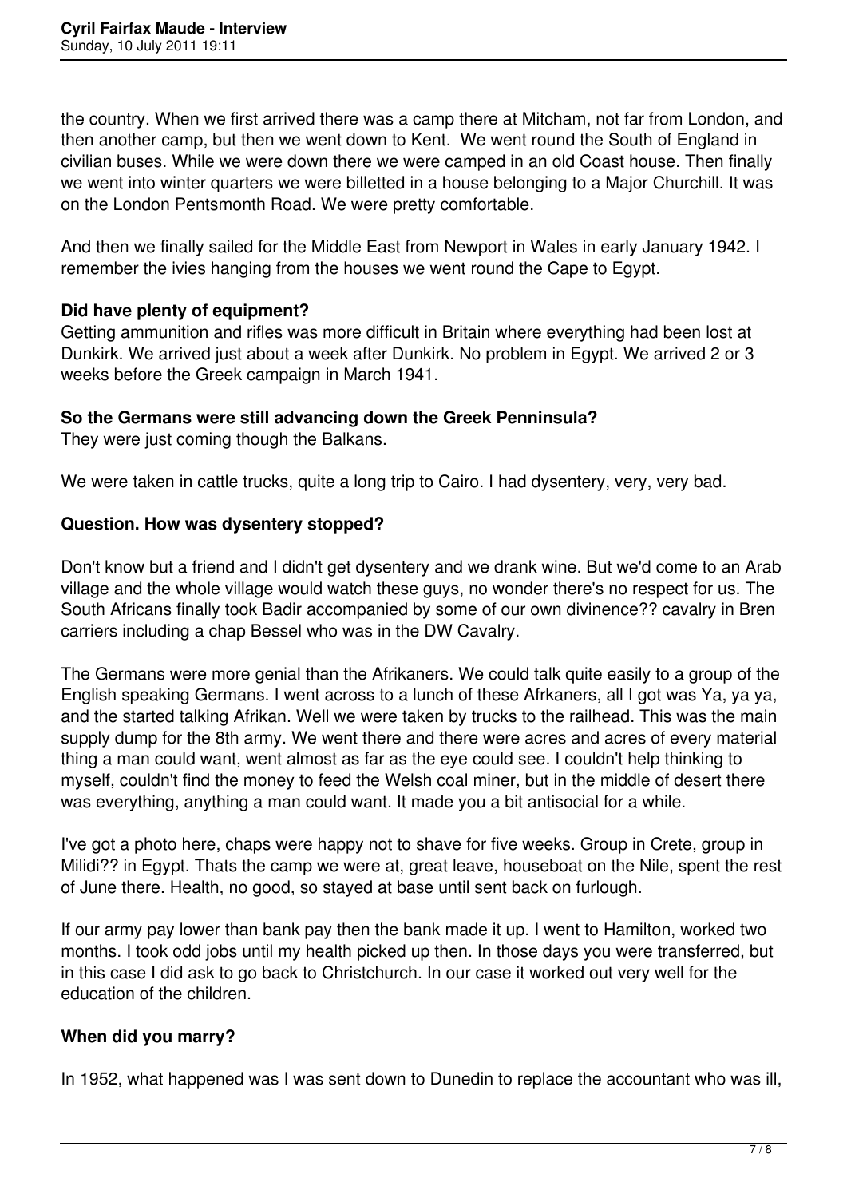the country. When we first arrived there was a camp there at Mitcham, not far from London, and then another camp, but then we went down to Kent. We went round the South of England in civilian buses. While we were down there we were camped in an old Coast house. Then finally we went into winter quarters we were billetted in a house belonging to a Major Churchill. It was on the London Pentsmonth Road. We were pretty comfortable.

And then we finally sailed for the Middle East from Newport in Wales in early January 1942. I remember the ivies hanging from the houses we went round the Cape to Egypt.

**Did have plenty of equipment?**
Getting ammunition and rifles was more difficult in Britain where everything had been lost at Dunkirk. We arrived just about a week after Dunkirk. No problem in Egypt. We arrived 2 or 3 weeks before the Greek campaign in March 1941.

**So the Germans were still advancing down the Greek Penninsula?**
They were just coming though the Balkans.

We were taken in cattle trucks, quite a long trip to Cairo. I had dysentery, very, very bad.

**Question. How was dysentery stopped?**

Don't know but a friend and I didn't get dysentery and we drank wine. But we'd come to an Arab village and the whole village would watch these guys, no wonder there's no respect for us. The South Africans finally took Badir accompanied by some of our own divinence?? cavalry in Bren carriers including a chap Bessel who was in the DW Cavalry.

The Germans were more genial than the Afrikaners. We could talk quite easily to a group of the English speaking Germans. I went across to a lunch of these Afrkaners, all I got was Ya, ya ya, and the started talking Afrikan. Well we were taken by trucks to the railhead. This was the main supply dump for the 8th army. We went there and there were acres and acres of every material thing a man could want, went almost as far as the eye could see. I couldn't help thinking to myself, couldn't find the money to feed the Welsh coal miner, but in the middle of desert there was everything, anything a man could want. It made you a bit antisocial for a while.

I've got a photo here, chaps were happy not to shave for five weeks. Group in Crete, group in Milidi?? in Egypt. Thats the camp we were at, great leave, houseboat on the Nile, spent the rest of June there. Health, no good, so stayed at base until sent back on furlough.

If our army pay lower than bank pay then the bank made it up. I went to Hamilton, worked two months. I took odd jobs until my health picked up then. In those days you were transferred, but in this case I did ask to go back to Christchurch. In our case it worked out very well for the education of the children.

**When did you marry?**

In 1952, what happened was I was sent down to Dunedin to replace the accountant who was ill,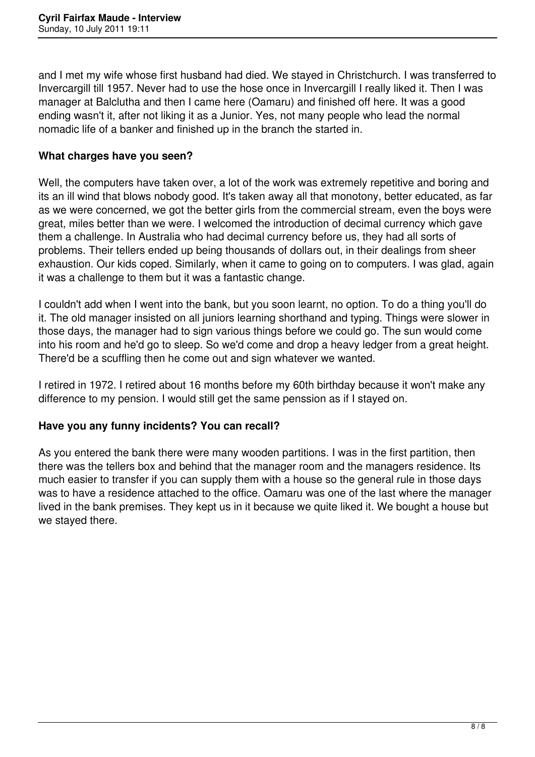and I met my wife whose first husband had died. We stayed in Christchurch. I was transferred to Invercargill till 1957. Never had to use the hose once in Invercargill I really liked it. Then I was manager at Balclutha and then I came here (Oamaru) and finished off here. It was a good ending wasn't it, after not liking it as a Junior. Yes, not many people who lead the normal nomadic life of a banker and finished up in the branch the started in.

**What charges have you seen?**

Well, the computers have taken over, a lot of the work was extremely repetitive and boring and its an ill wind that blows nobody good. It's taken away all that monotony, better educated, as far as we were concerned, we got the better girls from the commercial stream, even the boys were great, miles better than we were. I welcomed the introduction of decimal currency which gave them a challenge. In Australia who had decimal currency before us, they had all sorts of problems. Their tellers ended up being thousands of dollars out, in their dealings from sheer exhaustion. Our kids coped. Similarly, when it came to going on to computers. I was glad, again it was a challenge to them but it was a fantastic change.

I couldn't add when I went into the bank, but you soon learnt, no option. To do a thing you'll do it. The old manager insisted on all juniors learning shorthand and typing. Things were slower in those days, the manager had to sign various things before we could go. The sun would come into his room and he'd go to sleep. So we'd come and drop a heavy ledger from a great height. There'd be a scuffling then he come out and sign whatever we wanted.

I retired in 1972. I retired about 16 months before my 60th birthday because it won't make any difference to my pension. I would still get the same penssion as if I stayed on.

**Have you any funny incidents? You can recall?**

As you entered the bank there were many wooden partitions. I was in the first partition, then there was the tellers box and behind that the manager room and the managers residence. Its much easier to transfer if you can supply them with a house so the general rule in those days was to have a residence attached to the office. Oamaru was one of the last where the manager lived in the bank premises. They kept us in it because we quite liked it. We bought a house but we stayed there.